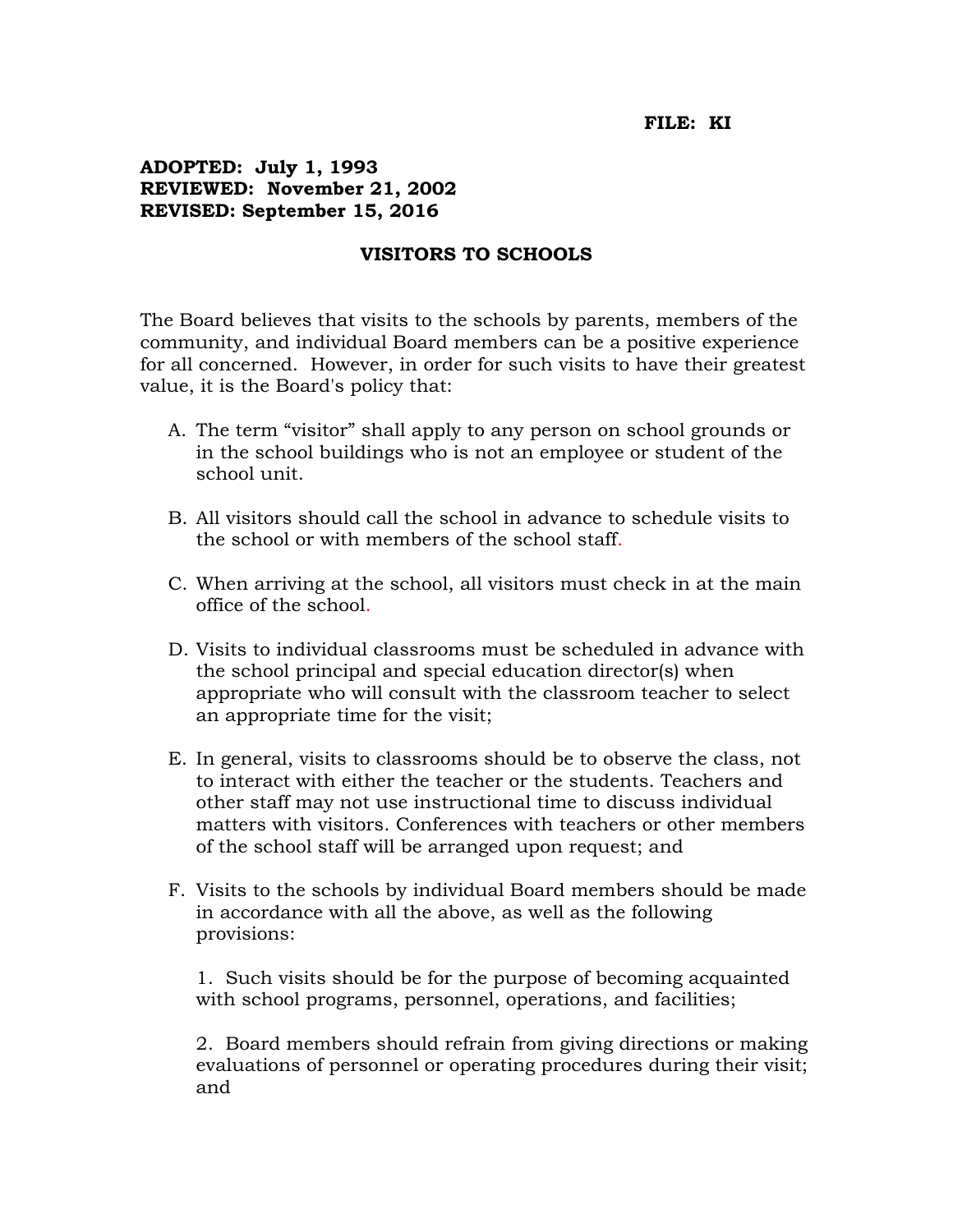**FILE: KI**

**ADOPTED: July 1, 1993**
**REVIEWED: November 21, 2002**
**REVISED: September 15, 2016**

# VISITORS TO SCHOOLS

The Board believes that visits to the schools by parents, members of the community, and individual Board members can be a positive experience for all concerned. However, in order for such visits to have their greatest value, it is the Board's policy that:

A. The term "visitor" shall apply to any person on school grounds or in the school buildings who is not an employee or student of the school unit.

B. All visitors should call the school in advance to schedule visits to the school or with members of the school staff.

C. When arriving at the school, all visitors must check in at the main office of the school.

D. Visits to individual classrooms must be scheduled in advance with the school principal and special education director(s) when appropriate who will consult with the classroom teacher to select an appropriate time for the visit;

E. In general, visits to classrooms should be to observe the class, not to interact with either the teacher or the students. Teachers and other staff may not use instructional time to discuss individual matters with visitors. Conferences with teachers or other members of the school staff will be arranged upon request; and

F. Visits to the schools by individual Board members should be made in accordance with all the above, as well as the following provisions:

   1. Such visits should be for the purpose of becoming acquainted with school programs, personnel, operations, and facilities;

   2. Board members should refrain from giving directions or making evaluations of personnel or operating procedures during their visit; and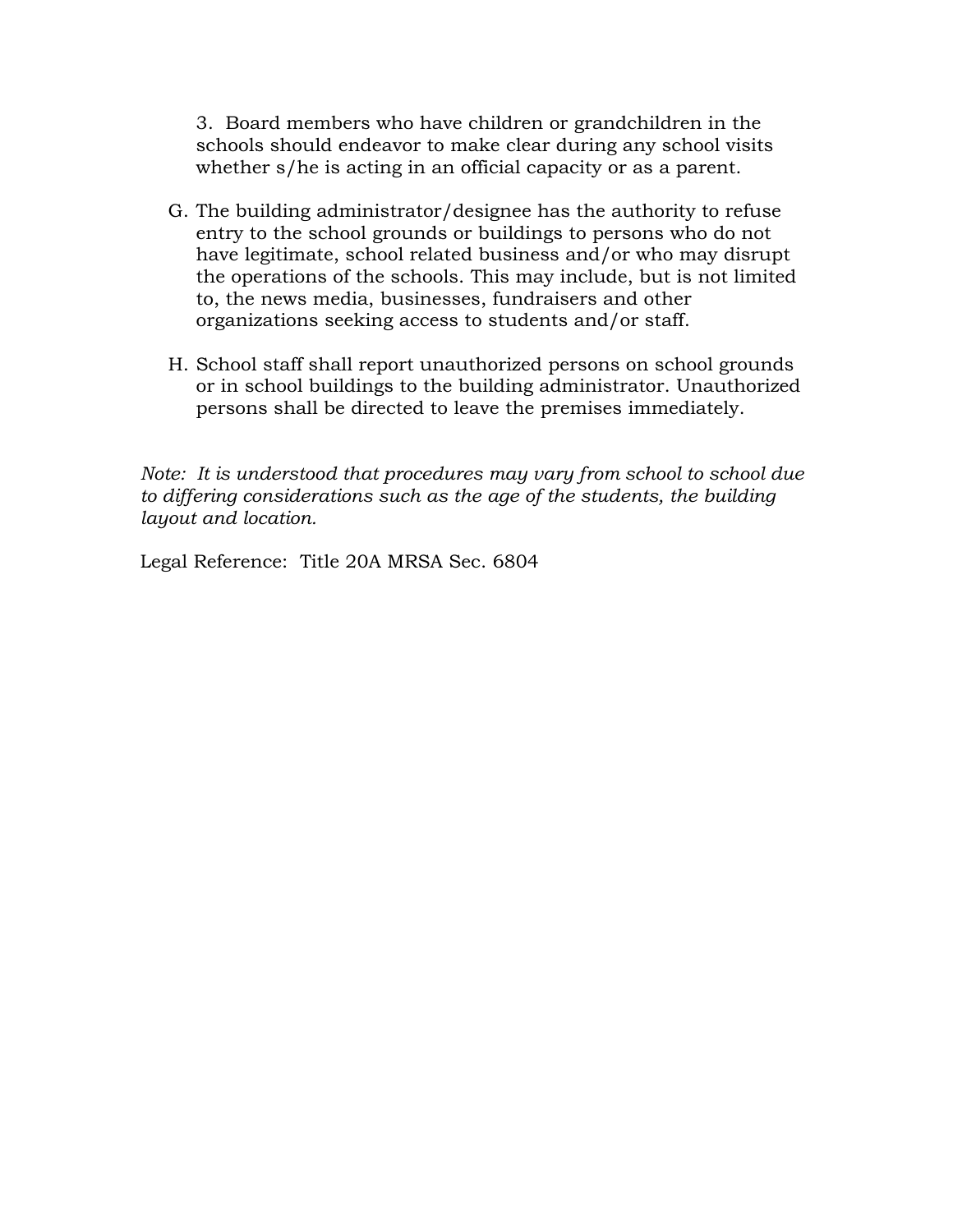3. Board members who have children or grandchildren in the schools should endeavor to make clear during any school visits whether s/he is acting in an official capacity or as a parent.

G. The building administrator/designee has the authority to refuse entry to the school grounds or buildings to persons who do not have legitimate, school related business and/or who may disrupt the operations of the schools. This may include, but is not limited to, the news media, businesses, fundraisers and other organizations seeking access to students and/or staff.

H. School staff shall report unauthorized persons on school grounds or in school buildings to the building administrator. Unauthorized persons shall be directed to leave the premises immediately.

*Note: It is understood that procedures may vary from school to school due to differing considerations such as the age of the students, the building layout and location.*

Legal Reference: Title 20A MRSA Sec. 6804